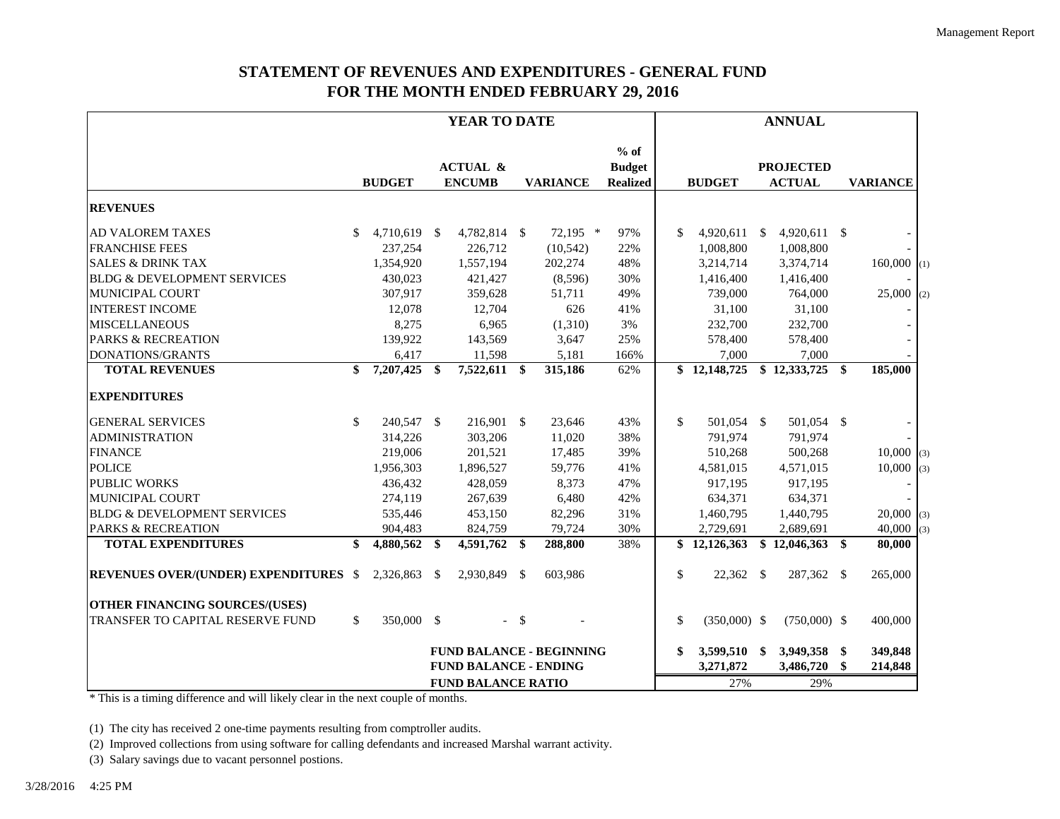# STATEMENT OF REVENUES AND EXPENDITURES - GENERAL FUND
## FOR THE MONTH ENDED FEBRUARY 29, 2016

| | YEAR TO DATE | | | | ANNUAL | | | |
|---|---|---|---|---|---|---|---|---|
| | BUDGET | ACTUAL & ENCUMB | VARIANCE | % of Budget Realized | BUDGET | PROJECTED ACTUAL | VARIANCE | |
| **REVENUES** | | | | | | | | |
| AD VALOREM TAXES | $ 4,710,619 | $ 4,782,814 | $ 72,195 * | 97% | $ 4,920,611 | $ 4,920,611 | $ - | |
| FRANCHISE FEES | 237,254 | 226,712 | (10,542) | 22% | 1,008,800 | 1,008,800 | - | |
| SALES & DRINK TAX | 1,354,920 | 1,557,194 | 202,274 | 48% | 3,214,714 | 3,374,714 | 160,000 | (1) |
| BLDG & DEVELOPMENT SERVICES | 430,023 | 421,427 | (8,596) | 30% | 1,416,400 | 1,416,400 | - | |
| MUNICIPAL COURT | 307,917 | 359,628 | 51,711 | 49% | 739,000 | 764,000 | 25,000 | (2) |
| INTEREST INCOME | 12,078 | 12,704 | 626 | 41% | 31,100 | 31,100 | - | |
| MISCELLANEOUS | 8,275 | 6,965 | (1,310) | 3% | 232,700 | 232,700 | - | |
| PARKS & RECREATION | 139,922 | 143,569 | 3,647 | 25% | 578,400 | 578,400 | - | |
| DONATIONS/GRANTS | 6,417 | 11,598 | 5,181 | 166% | 7,000 | 7,000 | - | |
| **TOTAL REVENUES** | **$ 7,207,425** | **$ 7,522,611** | **$ 315,186** | 62% | **$ 12,148,725** | **$ 12,333,725** | **$ 185,000** | |
| **EXPENDITURES** | | | | | | | | |
| GENERAL SERVICES | $ 240,547 | $ 216,901 | $ 23,646 | 43% | $ 501,054 | $ 501,054 | $ - | |
| ADMINISTRATION | 314,226 | 303,206 | 11,020 | 38% | 791,974 | 791,974 | - | |
| FINANCE | 219,006 | 201,521 | 17,485 | 39% | 510,268 | 500,268 | 10,000 | (3) |
| POLICE | 1,956,303 | 1,896,527 | 59,776 | 41% | 4,581,015 | 4,571,015 | 10,000 | (3) |
| PUBLIC WORKS | 436,432 | 428,059 | 8,373 | 47% | 917,195 | 917,195 | - | |
| MUNICIPAL COURT | 274,119 | 267,639 | 6,480 | 42% | 634,371 | 634,371 | - | |
| BLDG & DEVELOPMENT SERVICES | 535,446 | 453,150 | 82,296 | 31% | 1,460,795 | 1,440,795 | 20,000 | (3) |
| PARKS & RECREATION | 904,483 | 824,759 | 79,724 | 30% | 2,729,691 | 2,689,691 | 40,000 | (3) |
| **TOTAL EXPENDITURES** | **$ 4,880,562** | **$ 4,591,762** | **$ 288,800** | 38% | **$ 12,126,363** | **$ 12,046,363** | **$ 80,000** | |
| **REVENUES OVER/(UNDER) EXPENDITURES** | $ 2,326,863 | $ 2,930,849 | $ 603,986 | | $ 22,362 | $ 287,362 | $ 265,000 | |
| **OTHER FINANCING SOURCES/(USES)** | | | | | | | | |
| TRANSFER TO CAPITAL RESERVE FUND | $ 350,000 | $ - | $ - | | $ (350,000) | $ (750,000) | $ 400,000 | |
| | | **FUND BALANCE - BEGINNING** | | | **$ 3,599,510** | **$ 3,949,358** | **$ 349,848** | |
| | | **FUND BALANCE - ENDING** | | | **3,271,872** | **3,486,720** | **$ 214,848** | |
| | | **FUND BALANCE RATIO** | | | 27% | 29% | | |

\* This is a timing difference and will likely clear in the next couple of months.

(1) The city has received 2 one-time payments resulting from comptroller audits.

(2) Improved collections from using software for calling defendants and increased Marshal warrant activity.

(3) Salary savings due to vacant personnel postions.

3/28/2016 4:25 PM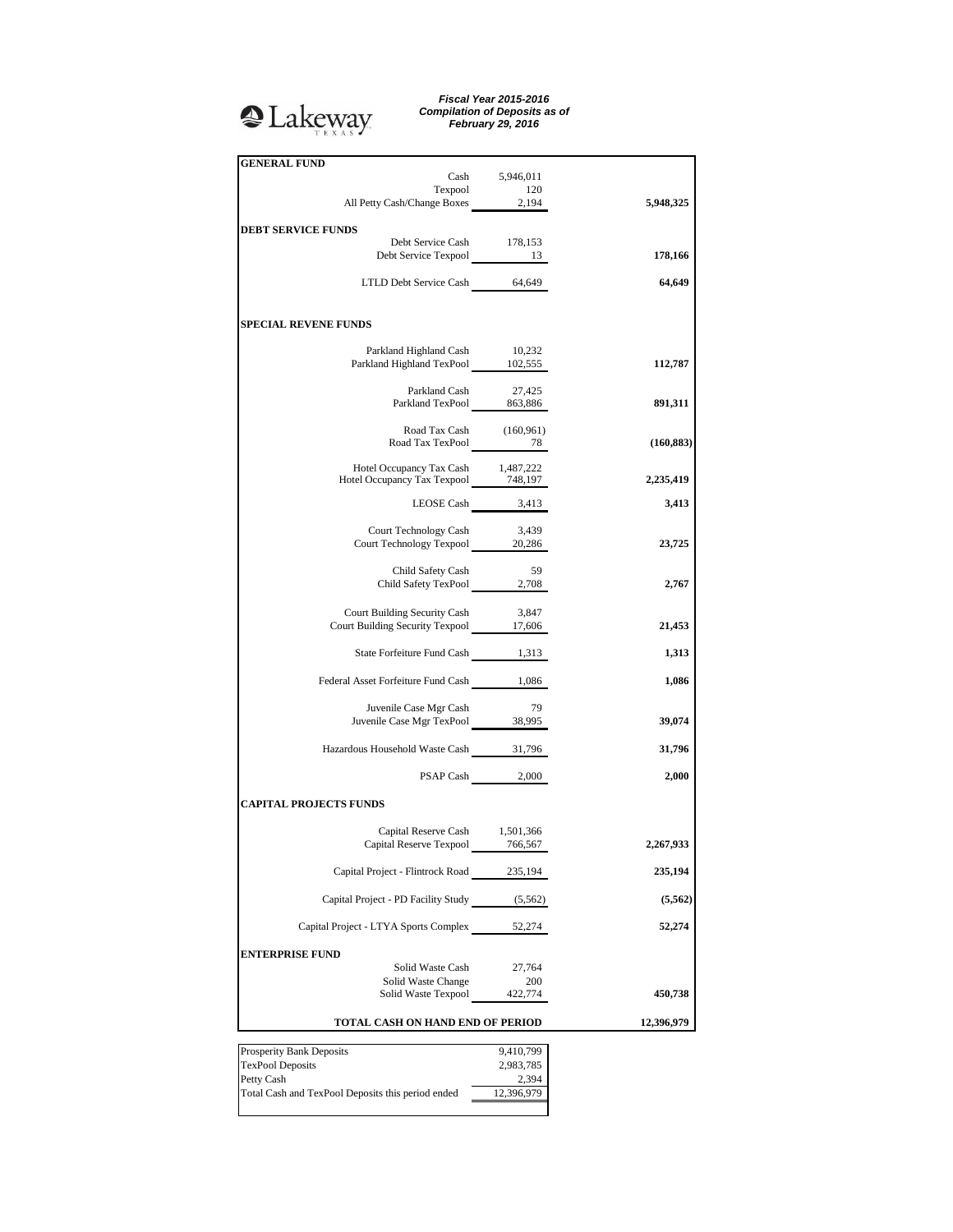Lakeway TEXAS

***Fiscal Year 2015-2016***
***Compilation of Deposits as of***
***February 29, 2016***

| | | |
|---|---|---|
| **GENERAL FUND** | | |
| Cash | 5,946,011 | |
| Texpool | 120 | |
| All Petty Cash/Change Boxes | 2,194 | **5,948,325** |
| **DEBT SERVICE FUNDS** | | |
| Debt Service Cash | 178,153 | |
| Debt Service Texpool | 13 | **178,166** |
| LTLD Debt Service Cash | 64,649 | **64,649** |
| **SPECIAL REVENE FUNDS** | | |
| Parkland Highland Cash | 10,232 | |
| Parkland Highland TexPool | 102,555 | **112,787** |
| Parkland Cash | 27,425 | |
| Parkland TexPool | 863,886 | **891,311** |
| Road Tax Cash | (160,961) | |
| Road Tax TexPool | 78 | **(160,883)** |
| Hotel Occupancy Tax Cash | 1,487,222 | |
| Hotel Occupancy Tax Texpool | 748,197 | **2,235,419** |
| LEOSE Cash | 3,413 | **3,413** |
| Court Technology Cash | 3,439 | |
| Court Technology Texpool | 20,286 | **23,725** |
| Child Safety Cash | 59 | |
| Child Safety TexPool | 2,708 | **2,767** |
| Court Building Security Cash | 3,847 | |
| Court Building Security Texpool | 17,606 | **21,453** |
| State Forfeiture Fund Cash | 1,313 | **1,313** |
| Federal Asset Forfeiture Fund Cash | 1,086 | **1,086** |
| Juvenile Case Mgr Cash | 79 | |
| Juvenile Case Mgr TexPool | 38,995 | **39,074** |
| Hazardous Household Waste Cash | 31,796 | **31,796** |
| PSAP Cash | 2,000 | **2,000** |
| **CAPITAL PROJECTS FUNDS** | | |
| Capital Reserve Cash | 1,501,366 | |
| Capital Reserve Texpool | 766,567 | **2,267,933** |
| Capital Project - Flintrock Road | 235,194 | **235,194** |
| Capital Project - PD Facility Study | (5,562) | **(5,562)** |
| Capital Project - LTYA Sports Complex | 52,274 | **52,274** |
| **ENTERPRISE FUND** | | |
| Solid Waste Cash | 27,764 | |
| Solid Waste Change | 200 | |
| Solid Waste Texpool | 422,774 | **450,738** |
| **TOTAL CASH ON HAND END OF PERIOD** | | **12,396,979** |

| | |
|---|---|
| Prosperity Bank Deposits | 9,410,799 |
| TexPool Deposits | 2,983,785 |
| Petty Cash | 2,394 |
| Total Cash and TexPool Deposits this period ended | 12,396,979 |